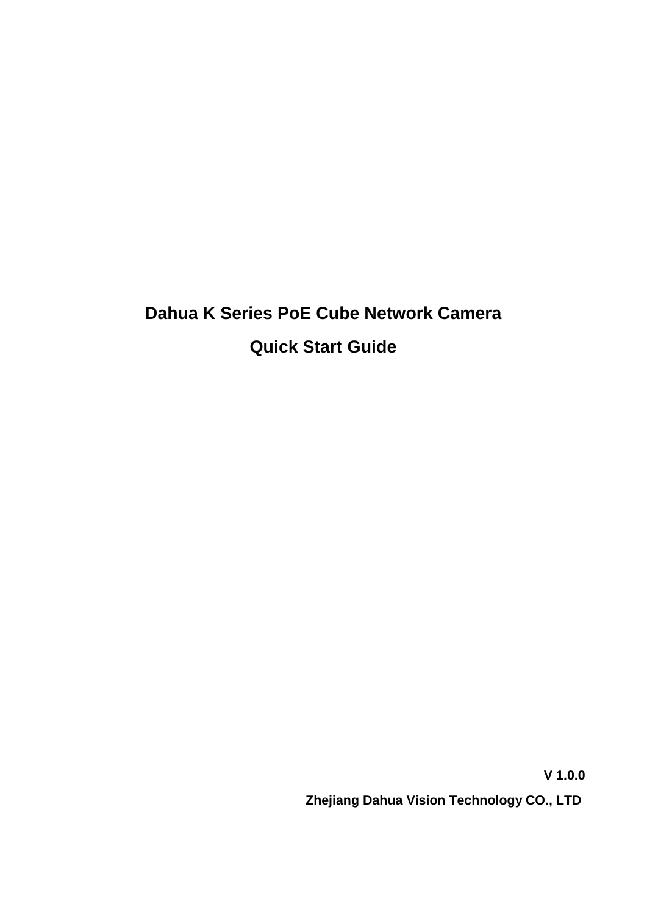# Dahua K Series PoE Cube Network Camera

## Quick Start Guide

**V 1.0.0**

**Zhejiang Dahua Vision Technology CO., LTD**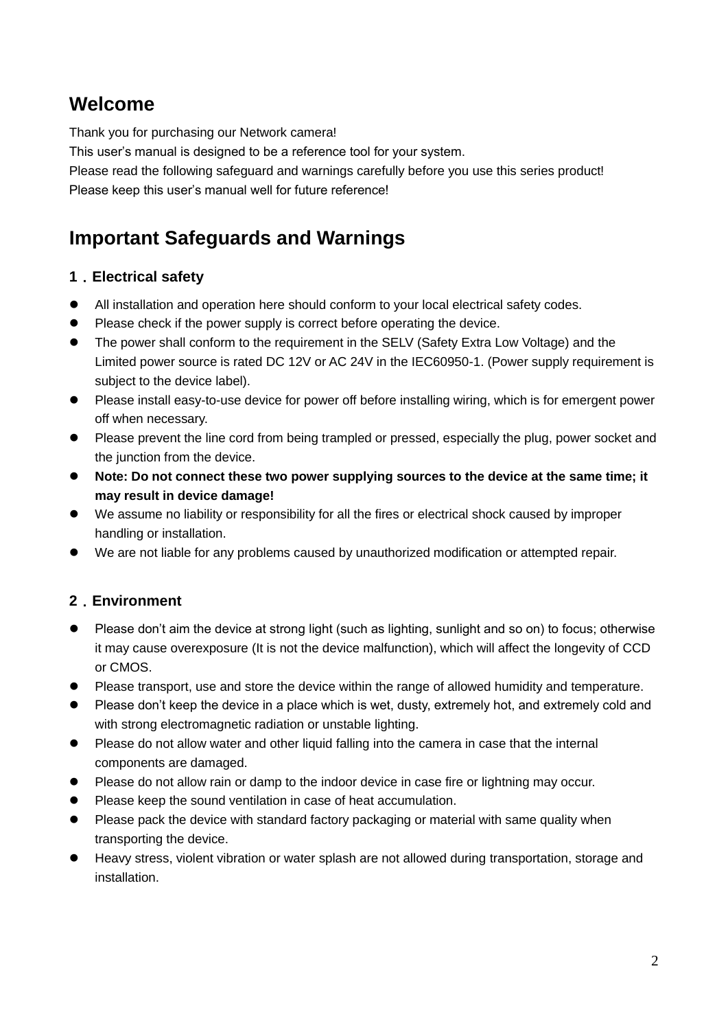# Welcome

Thank you for purchasing our Network camera!
This user's manual is designed to be a reference tool for your system.
Please read the following safeguard and warnings carefully before you use this series product!
Please keep this user's manual well for future reference!

# Important Safeguards and Warnings

### 1．Electrical safety

- All installation and operation here should conform to your local electrical safety codes.
- Please check if the power supply is correct before operating the device.
- The power shall conform to the requirement in the SELV (Safety Extra Low Voltage) and the Limited power source is rated DC 12V or AC 24V in the IEC60950-1. (Power supply requirement is subject to the device label).
- Please install easy-to-use device for power off before installing wiring, which is for emergent power off when necessary.
- Please prevent the line cord from being trampled or pressed, especially the plug, power socket and the junction from the device.
- **Note: Do not connect these two power supplying sources to the device at the same time; it may result in device damage!**
- We assume no liability or responsibility for all the fires or electrical shock caused by improper handling or installation.
- We are not liable for any problems caused by unauthorized modification or attempted repair.

### 2．Environment

- Please don't aim the device at strong light (such as lighting, sunlight and so on) to focus; otherwise it may cause overexposure (It is not the device malfunction), which will affect the longevity of CCD or CMOS.
- Please transport, use and store the device within the range of allowed humidity and temperature.
- Please don't keep the device in a place which is wet, dusty, extremely hot, and extremely cold and with strong electromagnetic radiation or unstable lighting.
- Please do not allow water and other liquid falling into the camera in case that the internal components are damaged.
- Please do not allow rain or damp to the indoor device in case fire or lightning may occur.
- Please keep the sound ventilation in case of heat accumulation.
- Please pack the device with standard factory packaging or material with same quality when transporting the device.
- Heavy stress, violent vibration or water splash are not allowed during transportation, storage and installation.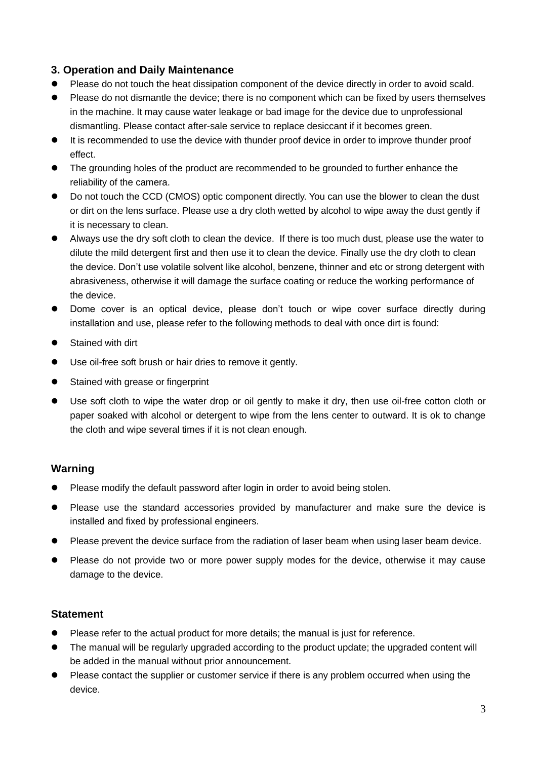### 3. Operation and Daily Maintenance

- Please do not touch the heat dissipation component of the device directly in order to avoid scald.
- Please do not dismantle the device; there is no component which can be fixed by users themselves in the machine. It may cause water leakage or bad image for the device due to unprofessional dismantling. Please contact after-sale service to replace desiccant if it becomes green.
- It is recommended to use the device with thunder proof device in order to improve thunder proof effect.
- The grounding holes of the product are recommended to be grounded to further enhance the reliability of the camera.
- Do not touch the CCD (CMOS) optic component directly. You can use the blower to clean the dust or dirt on the lens surface. Please use a dry cloth wetted by alcohol to wipe away the dust gently if it is necessary to clean.
- Always use the dry soft cloth to clean the device. If there is too much dust, please use the water to dilute the mild detergent first and then use it to clean the device. Finally use the dry cloth to clean the device. Don't use volatile solvent like alcohol, benzene, thinner and etc or strong detergent with abrasiveness, otherwise it will damage the surface coating or reduce the working performance of the device.
- Dome cover is an optical device, please don't touch or wipe cover surface directly during installation and use, please refer to the following methods to deal with once dirt is found:
- Stained with dirt
- Use oil-free soft brush or hair dries to remove it gently.
- Stained with grease or fingerprint
- Use soft cloth to wipe the water drop or oil gently to make it dry, then use oil-free cotton cloth or paper soaked with alcohol or detergent to wipe from the lens center to outward. It is ok to change the cloth and wipe several times if it is not clean enough.

### Warning

- Please modify the default password after login in order to avoid being stolen.
- Please use the standard accessories provided by manufacturer and make sure the device is installed and fixed by professional engineers.
- Please prevent the device surface from the radiation of laser beam when using laser beam device.
- Please do not provide two or more power supply modes for the device, otherwise it may cause damage to the device.

### Statement

- Please refer to the actual product for more details; the manual is just for reference.
- The manual will be regularly upgraded according to the product update; the upgraded content will be added in the manual without prior announcement.
- Please contact the supplier or customer service if there is any problem occurred when using the device.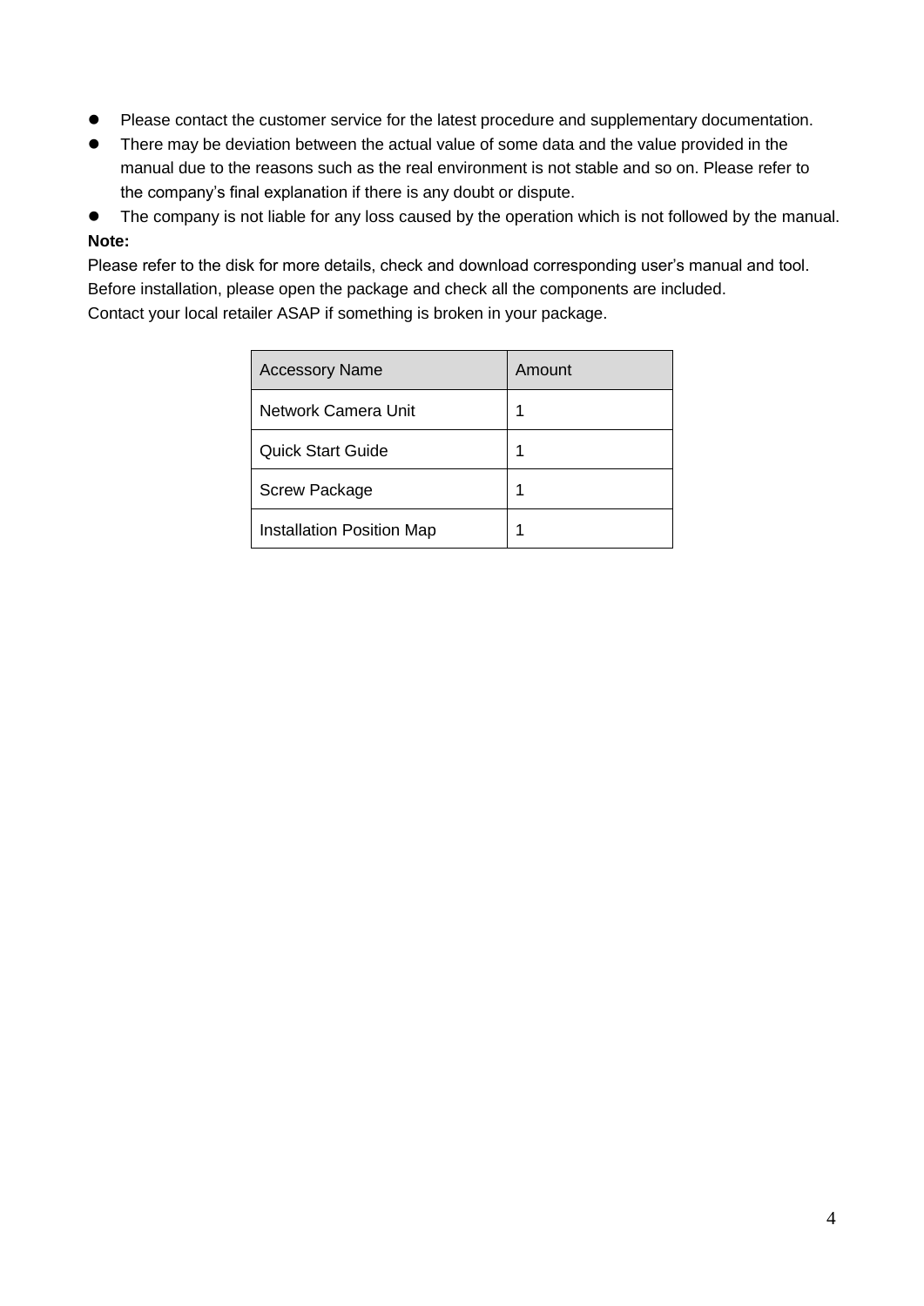- Please contact the customer service for the latest procedure and supplementary documentation.
- There may be deviation between the actual value of some data and the value provided in the manual due to the reasons such as the real environment is not stable and so on. Please refer to the company's final explanation if there is any doubt or dispute.
- The company is not liable for any loss caused by the operation which is not followed by the manual.

**Note:**

Please refer to the disk for more details, check and download corresponding user's manual and tool.
Before installation, please open the package and check all the components are included.
Contact your local retailer ASAP if something is broken in your package.

| Accessory Name | Amount |
|---|---|
| Network Camera Unit | 1 |
| Quick Start Guide | 1 |
| Screw Package | 1 |
| Installation Position Map | 1 |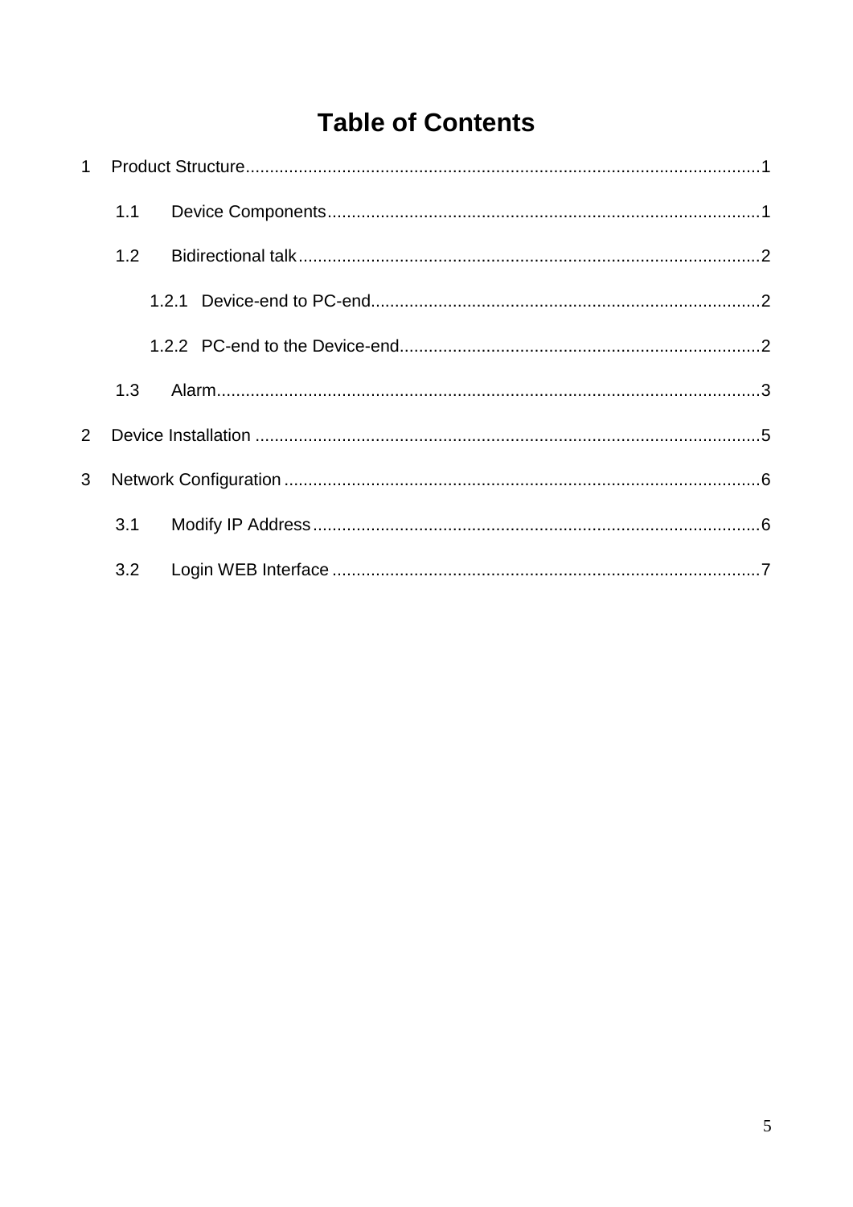# Table of Contents

1 Product Structure........................................................................................................1

- 1.1 Device Components........................................................................................1
- 1.2 Bidirectional talk...............................................................................................2
  - 1.2.1 Device-end to PC-end................................................................................2
  - 1.2.2 PC-end to the Device-end..........................................................................2
- 1.3 Alarm................................................................................................................3

2 Device Installation ........................................................................................................5

3 Network Configuration ..................................................................................................6

- 3.1 Modify IP Address............................................................................................6
- 3.2 Login WEB Interface ........................................................................................7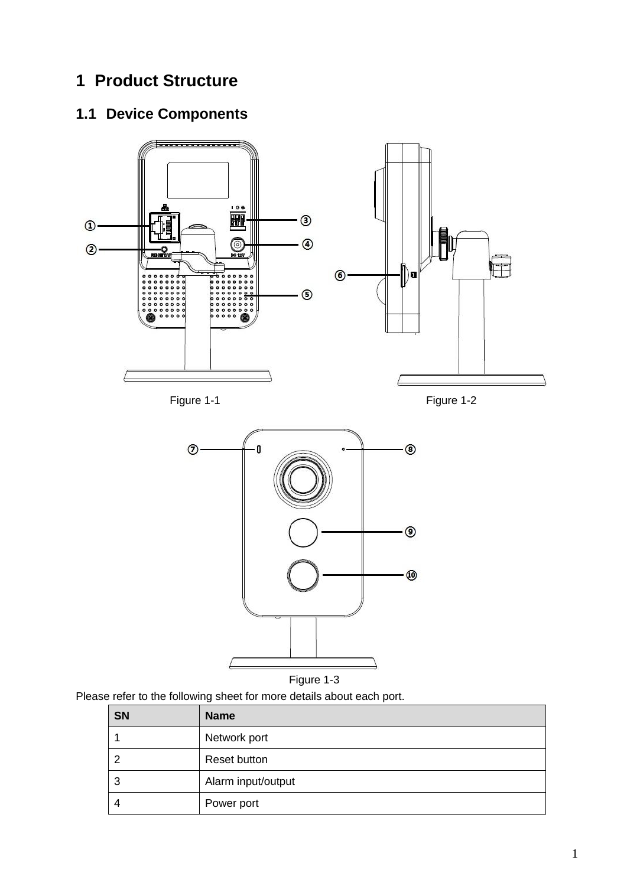# 1 Product Structure

## 1.1 Device Components

Figure 1-1

Figure 1-2

Figure 1-3

Please refer to the following sheet for more details about each port.

| SN | Name |
|---|---|
| 1 | Network port |
| 2 | Reset button |
| 3 | Alarm input/output |
| 4 | Power port |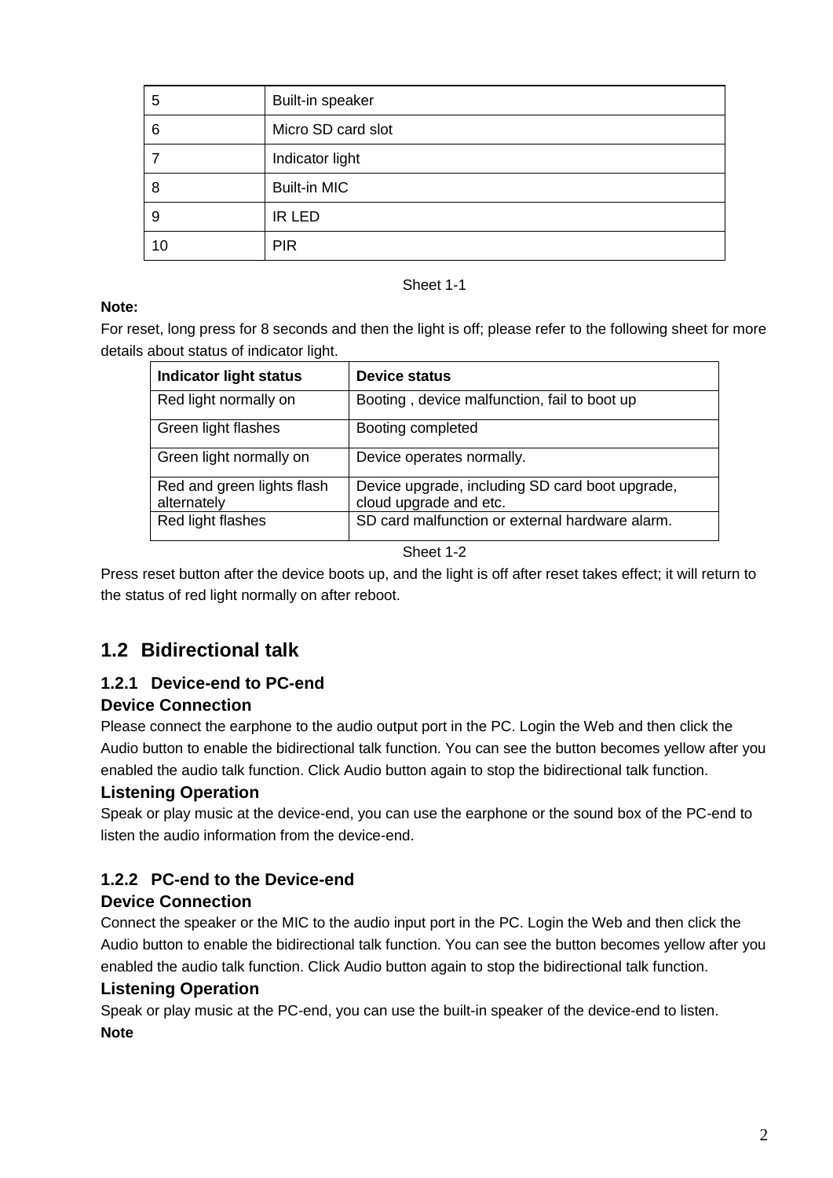| 5 | Built-in speaker |
|---|---|
| 6 | Micro SD card slot |
| 7 | Indicator light |
| 8 | Built-in MIC |
| 9 | IR LED |
| 10 | PIR |

Sheet 1-1

**Note:**

For reset, long press for 8 seconds and then the light is off; please refer to the following sheet for more details about status of indicator light.

| Indicator light status | Device status |
|---|---|
| Red light normally on | Booting , device malfunction, fail to boot up |
| Green light flashes | Booting completed |
| Green light normally on | Device operates normally. |
| Red and green lights flash alternately | Device upgrade, including SD card boot upgrade, cloud upgrade and etc. |
| Red light flashes | SD card malfunction or external hardware alarm. |

Sheet 1-2

Press reset button after the device boots up, and the light is off after reset takes effect; it will return to the status of red light normally on after reboot.

## 1.2 Bidirectional talk

### 1.2.1 Device-end to PC-end

#### Device Connection

Please connect the earphone to the audio output port in the PC. Login the Web and then click the Audio button to enable the bidirectional talk function. You can see the button becomes yellow after you enabled the audio talk function. Click Audio button again to stop the bidirectional talk function.

#### Listening Operation

Speak or play music at the device-end, you can use the earphone or the sound box of the PC-end to listen the audio information from the device-end.

### 1.2.2 PC-end to the Device-end

#### Device Connection

Connect the speaker or the MIC to the audio input port in the PC. Login the Web and then click the Audio button to enable the bidirectional talk function. You can see the button becomes yellow after you enabled the audio talk function. Click Audio button again to stop the bidirectional talk function.

#### Listening Operation

Speak or play music at the PC-end, you can use the built-in speaker of the device-end to listen.

**Note**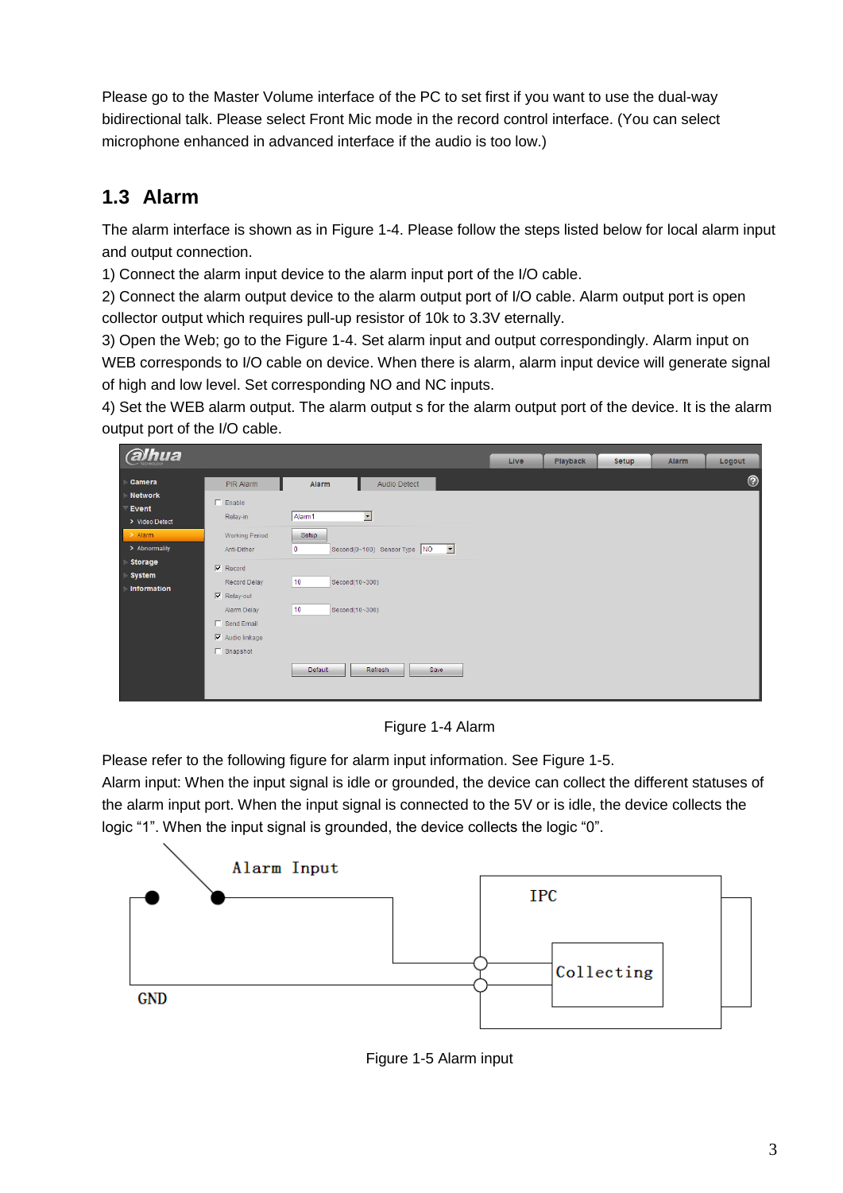Please go to the Master Volume interface of the PC to set first if you want to use the dual-way bidirectional talk. Please select Front Mic mode in the record control interface. (You can select microphone enhanced in advanced interface if the audio is too low.)

## 1.3 Alarm

The alarm interface is shown as in Figure 1-4. Please follow the steps listed below for local alarm input and output connection.

1) Connect the alarm input device to the alarm input port of the I/O cable.

2) Connect the alarm output device to the alarm output port of I/O cable. Alarm output port is open collector output which requires pull-up resistor of 10k to 3.3V eternally.

3) Open the Web; go to the Figure 1-4. Set alarm input and output correspondingly. Alarm input on WEB corresponds to I/O cable on device. When there is alarm, alarm input device will generate signal of high and low level. Set corresponding NO and NC inputs.

4) Set the WEB alarm output. The alarm output s for the alarm output port of the device. It is the alarm output port of the I/O cable.

Figure 1-4 Alarm

Please refer to the following figure for alarm input information. See Figure 1-5.

Alarm input: When the input signal is idle or grounded, the device can collect the different statuses of the alarm input port. When the input signal is connected to the 5V or is idle, the device collects the logic “1”. When the input signal is grounded, the device collects the logic “0”.

Figure 1-5 Alarm input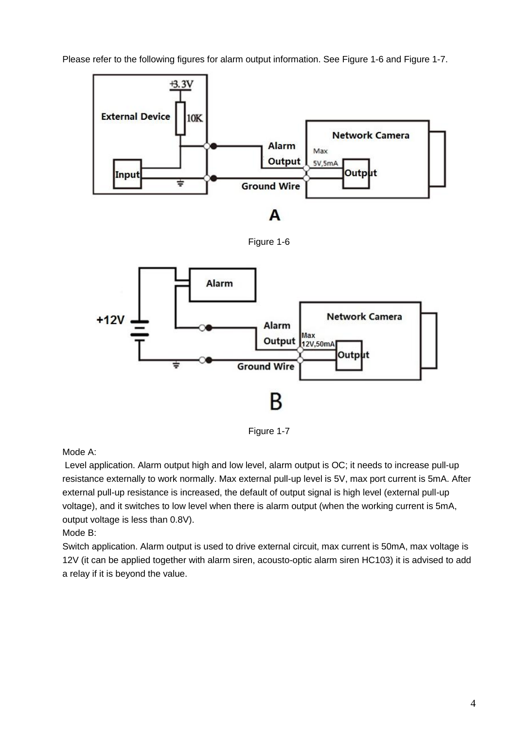Please refer to the following figures for alarm output information. See Figure 1-6 and Figure 1-7.

Figure 1-6

Figure 1-7

Mode A:

Level application. Alarm output high and low level, alarm output is OC; it needs to increase pull-up resistance externally to work normally. Max external pull-up level is 5V, max port current is 5mA. After external pull-up resistance is increased, the default of output signal is high level (external pull-up voltage), and it switches to low level when there is alarm output (when the working current is 5mA, output voltage is less than 0.8V).

Mode B:

Switch application. Alarm output is used to drive external circuit, max current is 50mA, max voltage is 12V (it can be applied together with alarm siren, acousto-optic alarm siren HC103) it is advised to add a relay if it is beyond the value.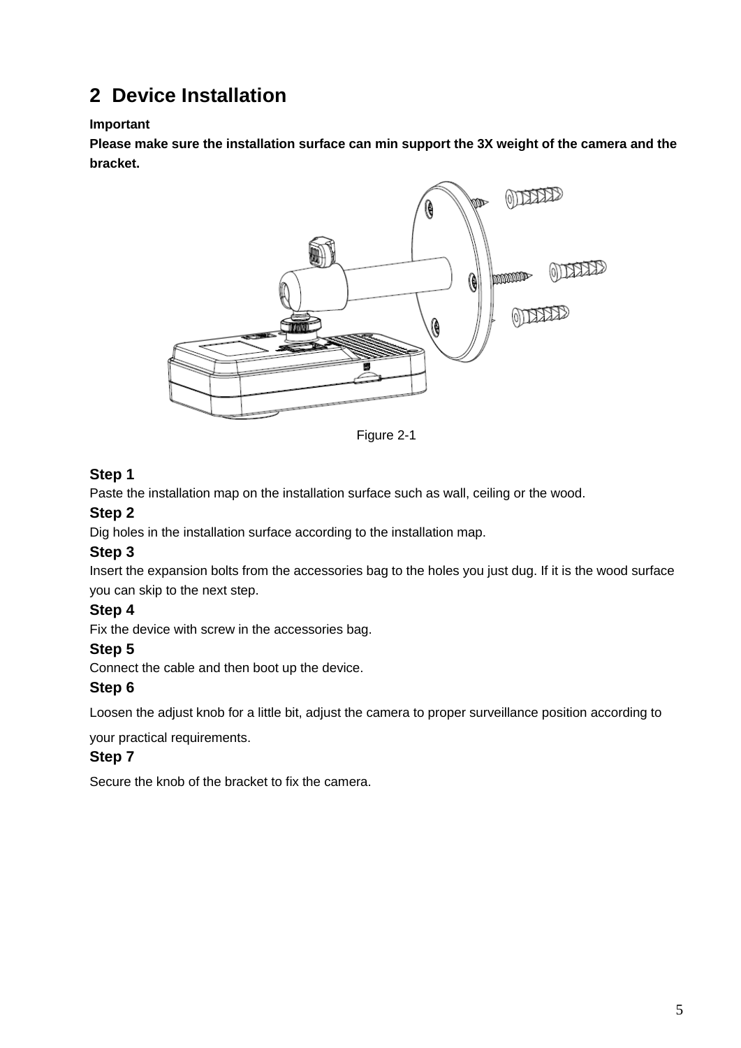## 2 Device Installation

**Important**

**Please make sure the installation surface can min support the 3X weight of the camera and the bracket.**

Figure 2-1

**Step 1**

Paste the installation map on the installation surface such as wall, ceiling or the wood.

**Step 2**

Dig holes in the installation surface according to the installation map.

**Step 3**

Insert the expansion bolts from the accessories bag to the holes you just dug. If it is the wood surface you can skip to the next step.

**Step 4**

Fix the device with screw in the accessories bag.

**Step 5**

Connect the cable and then boot up the device.

**Step 6**

Loosen the adjust knob for a little bit, adjust the camera to proper surveillance position according to your practical requirements.

**Step 7**

Secure the knob of the bracket to fix the camera.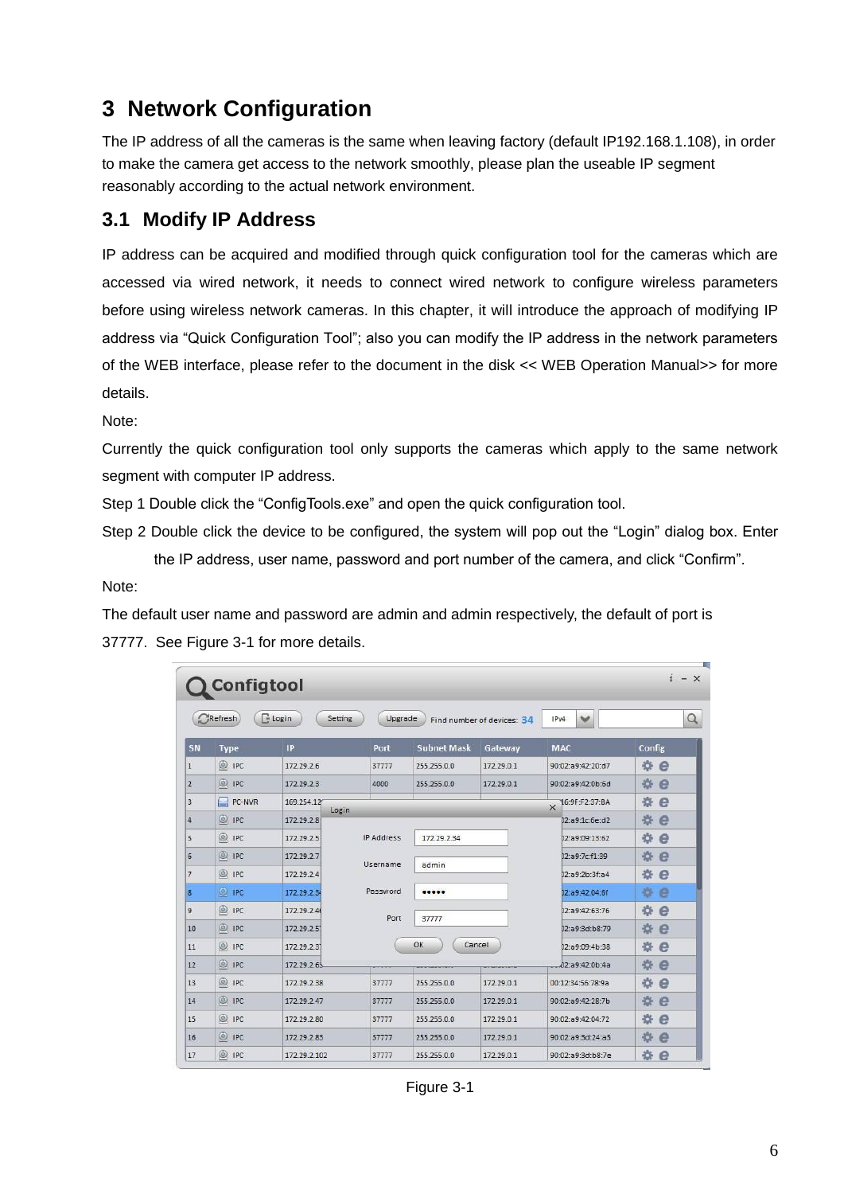# 3 Network Configuration

The IP address of all the cameras is the same when leaving factory (default IP192.168.1.108), in order to make the camera get access to the network smoothly, please plan the useable IP segment reasonably according to the actual network environment.

## 3.1 Modify IP Address

IP address can be acquired and modified through quick configuration tool for the cameras which are accessed via wired network, it needs to connect wired network to configure wireless parameters before using wireless network cameras. In this chapter, it will introduce the approach of modifying IP address via “Quick Configuration Tool”; also you can modify the IP address in the network parameters of the WEB interface, please refer to the document in the disk << WEB Operation Manual>> for more details.

Note:

Currently the quick configuration tool only supports the cameras which apply to the same network segment with computer IP address.

Step 1 Double click the “ConfigTools.exe” and open the quick configuration tool.

Step 2 Double click the device to be configured, the system will pop out the “Login” dialog box. Enter the IP address, user name, password and port number of the camera, and click “Confirm”.

Note:

The default user name and password are admin and admin respectively, the default of port is 37777. See Figure 3-1 for more details.

Figure 3-1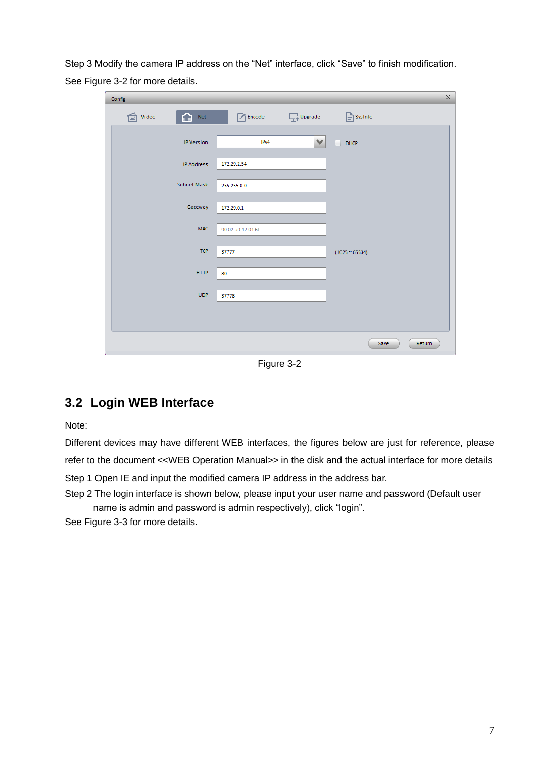Step 3 Modify the camera IP address on the "Net" interface, click "Save" to finish modification.

See Figure 3-2 for more details.

Figure 3-2

## 3.2 Login WEB Interface

Note:

Different devices may have different WEB interfaces, the figures below are just for reference, please refer to the document <<WEB Operation Manual>> in the disk and the actual interface for more details

Step 1 Open IE and input the modified camera IP address in the address bar.

Step 2 The login interface is shown below, please input your user name and password (Default user name is admin and password is admin respectively), click "login".

See Figure 3-3 for more details.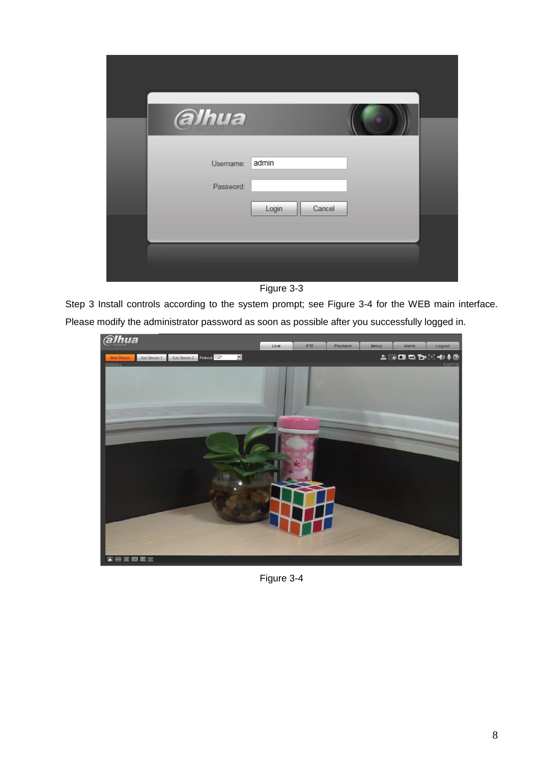Figure 3-3

Step 3 Install controls according to the system prompt; see Figure 3-4 for the WEB main interface. Please modify the administrator password as soon as possible after you successfully logged in.

Figure 3-4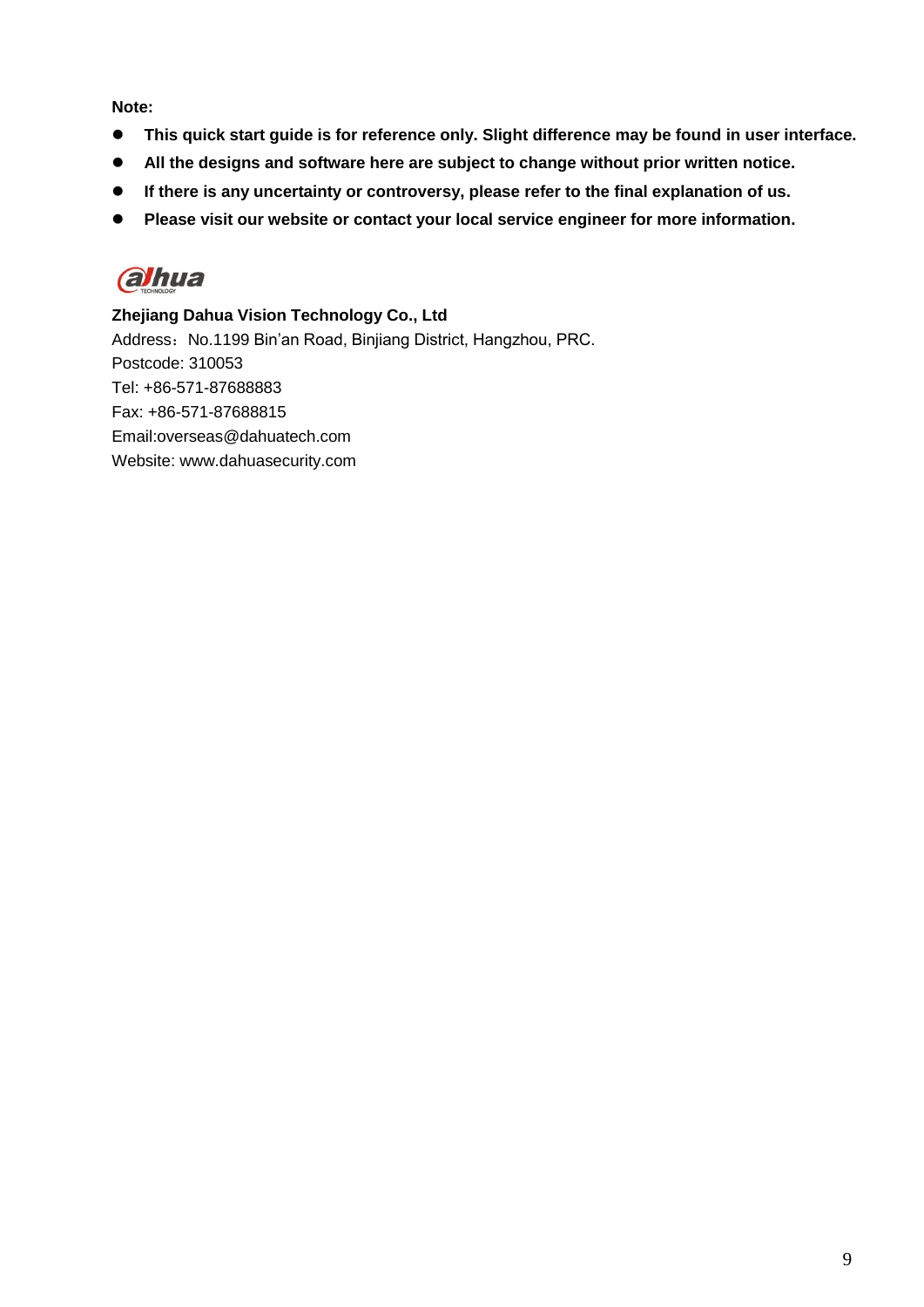**Note:**

- **This quick start guide is for reference only. Slight difference may be found in user interface.**
- **All the designs and software here are subject to change without prior written notice.**
- **If there is any uncertainty or controversy, please refer to the final explanation of us.**
- **Please visit our website or contact your local service engineer for more information.**

**Zhejiang Dahua Vision Technology Co., Ltd**

Address：No.1199 Bin'an Road, Binjiang District, Hangzhou, PRC.
Postcode: 310053
Tel: +86-571-87688883
Fax: +86-571-87688815
Email:overseas@dahuatech.com
Website: www.dahuasecurity.com